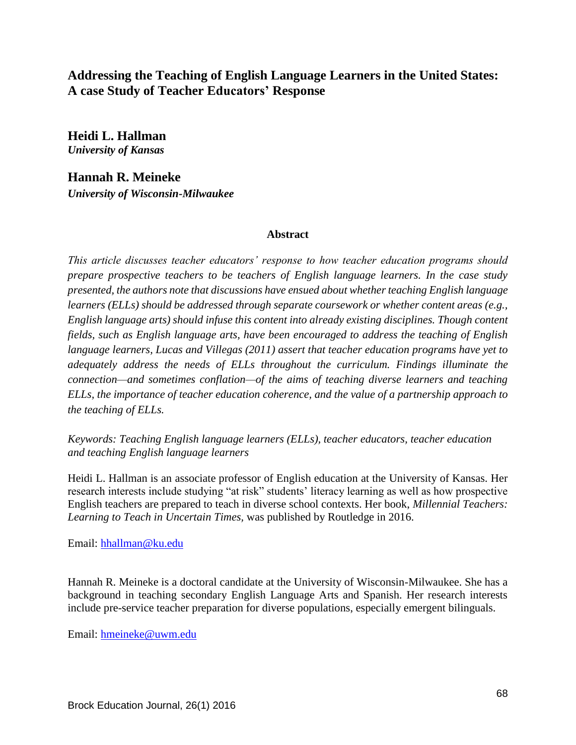# Addressing the Teaching of English Language Learners in the United States: A case Study of Teacher Educators' Response

**Heidi L. Hallman**
*University of Kansas*

**Hannah R. Meineke**
*University of Wisconsin-Milwaukee*

## Abstract

*This article discusses teacher educators' response to how teacher education programs should prepare prospective teachers to be teachers of English language learners. In the case study presented, the authors note that discussions have ensued about whether teaching English language learners (ELLs) should be addressed through separate coursework or whether content areas (e.g., English language arts) should infuse this content into already existing disciplines. Though content fields, such as English language arts, have been encouraged to address the teaching of English language learners, Lucas and Villegas (2011) assert that teacher education programs have yet to adequately address the needs of ELLs throughout the curriculum. Findings illuminate the connection—and sometimes conflation—of the aims of teaching diverse learners and teaching ELLs, the importance of teacher education coherence, and the value of a partnership approach to the teaching of ELLs.*

*Keywords: Teaching English language learners (ELLs), teacher educators, teacher education and teaching English language learners*

Heidi L. Hallman is an associate professor of English education at the University of Kansas. Her research interests include studying "at risk" students' literacy learning as well as how prospective English teachers are prepared to teach in diverse school contexts. Her book, *Millennial Teachers: Learning to Teach in Uncertain Times,* was published by Routledge in 2016.

Email: hhallman@ku.edu

Hannah R. Meineke is a doctoral candidate at the University of Wisconsin-Milwaukee. She has a background in teaching secondary English Language Arts and Spanish. Her research interests include pre-service teacher preparation for diverse populations, especially emergent bilinguals.

Email: hmeineke@uwm.edu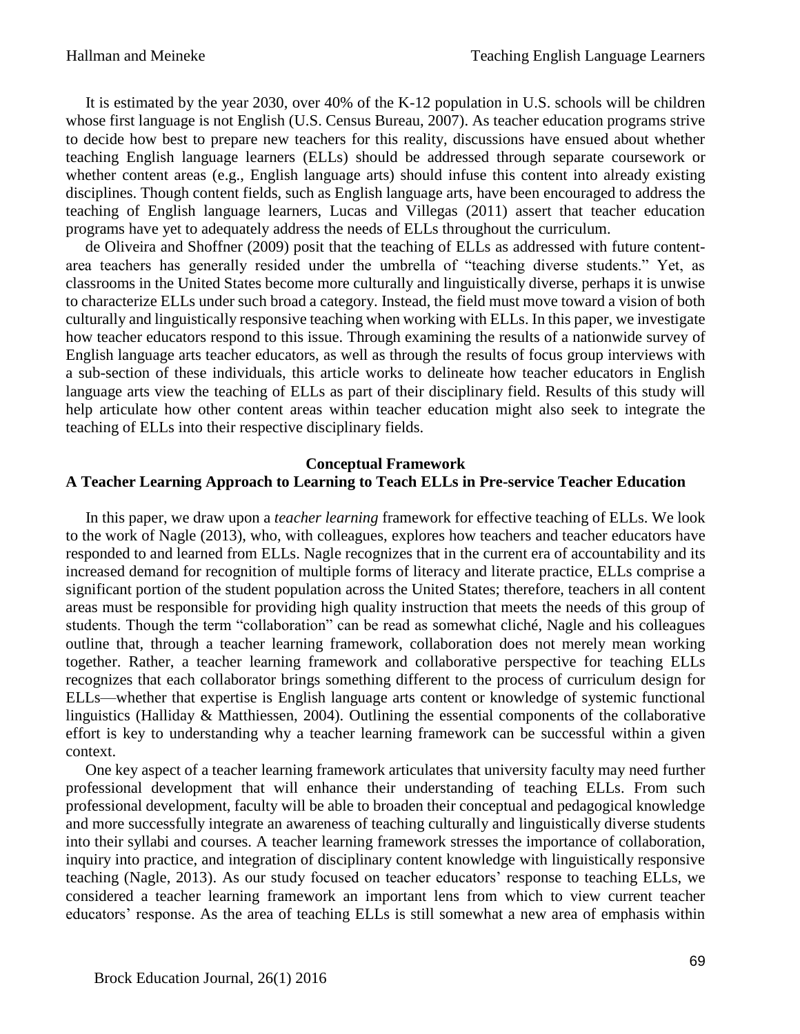It is estimated by the year 2030, over 40% of the K-12 population in U.S. schools will be children whose first language is not English (U.S. Census Bureau, 2007). As teacher education programs strive to decide how best to prepare new teachers for this reality, discussions have ensued about whether teaching English language learners (ELLs) should be addressed through separate coursework or whether content areas (e.g., English language arts) should infuse this content into already existing disciplines. Though content fields, such as English language arts, have been encouraged to address the teaching of English language learners, Lucas and Villegas (2011) assert that teacher education programs have yet to adequately address the needs of ELLs throughout the curriculum.

de Oliveira and Shoffner (2009) posit that the teaching of ELLs as addressed with future content-area teachers has generally resided under the umbrella of "teaching diverse students." Yet, as classrooms in the United States become more culturally and linguistically diverse, perhaps it is unwise to characterize ELLs under such broad a category. Instead, the field must move toward a vision of both culturally and linguistically responsive teaching when working with ELLs. In this paper, we investigate how teacher educators respond to this issue. Through examining the results of a nationwide survey of English language arts teacher educators, as well as through the results of focus group interviews with a sub-section of these individuals, this article works to delineate how teacher educators in English language arts view the teaching of ELLs as part of their disciplinary field. Results of this study will help articulate how other content areas within teacher education might also seek to integrate the teaching of ELLs into their respective disciplinary fields.

## Conceptual Framework

### A Teacher Learning Approach to Learning to Teach ELLs in Pre-service Teacher Education

In this paper, we draw upon a *teacher learning* framework for effective teaching of ELLs. We look to the work of Nagle (2013), who, with colleagues, explores how teachers and teacher educators have responded to and learned from ELLs. Nagle recognizes that in the current era of accountability and its increased demand for recognition of multiple forms of literacy and literate practice, ELLs comprise a significant portion of the student population across the United States; therefore, teachers in all content areas must be responsible for providing high quality instruction that meets the needs of this group of students. Though the term "collaboration" can be read as somewhat cliché, Nagle and his colleagues outline that, through a teacher learning framework, collaboration does not merely mean working together. Rather, a teacher learning framework and collaborative perspective for teaching ELLs recognizes that each collaborator brings something different to the process of curriculum design for ELLs—whether that expertise is English language arts content or knowledge of systemic functional linguistics (Halliday & Matthiessen, 2004). Outlining the essential components of the collaborative effort is key to understanding why a teacher learning framework can be successful within a given context.

One key aspect of a teacher learning framework articulates that university faculty may need further professional development that will enhance their understanding of teaching ELLs. From such professional development, faculty will be able to broaden their conceptual and pedagogical knowledge and more successfully integrate an awareness of teaching culturally and linguistically diverse students into their syllabi and courses. A teacher learning framework stresses the importance of collaboration, inquiry into practice, and integration of disciplinary content knowledge with linguistically responsive teaching (Nagle, 2013). As our study focused on teacher educators' response to teaching ELLs, we considered a teacher learning framework an important lens from which to view current teacher educators' response. As the area of teaching ELLs is still somewhat a new area of emphasis within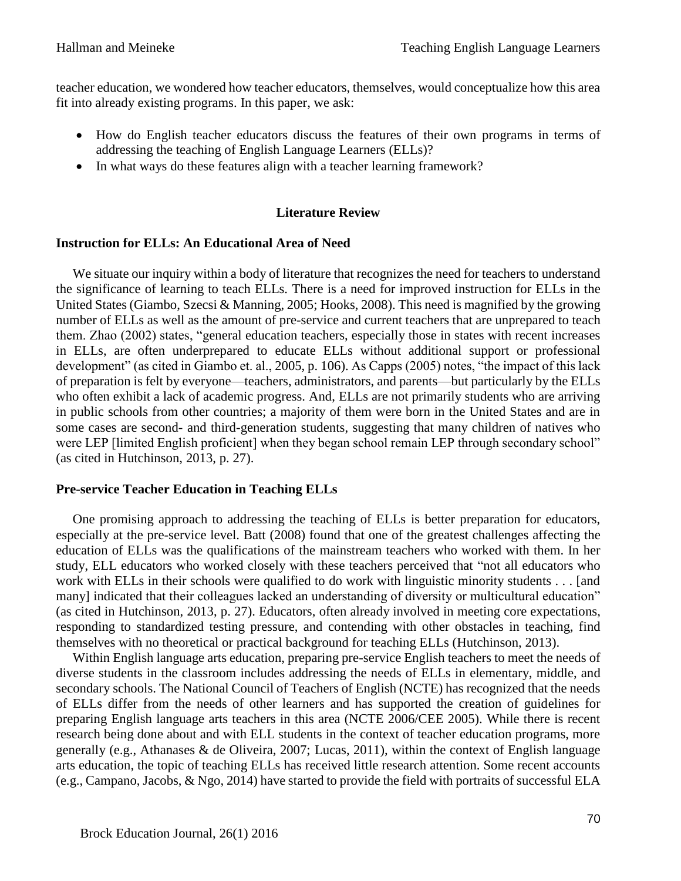teacher education, we wondered how teacher educators, themselves, would conceptualize how this area fit into already existing programs. In this paper, we ask:

- How do English teacher educators discuss the features of their own programs in terms of addressing the teaching of English Language Learners (ELLs)?
- In what ways do these features align with a teacher learning framework?

## Literature Review

### Instruction for ELLs: An Educational Area of Need

We situate our inquiry within a body of literature that recognizes the need for teachers to understand the significance of learning to teach ELLs. There is a need for improved instruction for ELLs in the United States (Giambo, Szecsi & Manning, 2005; Hooks, 2008). This need is magnified by the growing number of ELLs as well as the amount of pre-service and current teachers that are unprepared to teach them. Zhao (2002) states, "general education teachers, especially those in states with recent increases in ELLs, are often underprepared to educate ELLs without additional support or professional development" (as cited in Giambo et. al., 2005, p. 106). As Capps (2005) notes, "the impact of this lack of preparation is felt by everyone—teachers, administrators, and parents—but particularly by the ELLs who often exhibit a lack of academic progress. And, ELLs are not primarily students who are arriving in public schools from other countries; a majority of them were born in the United States and are in some cases are second- and third-generation students, suggesting that many children of natives who were LEP [limited English proficient] when they began school remain LEP through secondary school" (as cited in Hutchinson, 2013, p. 27).

### Pre-service Teacher Education in Teaching ELLs

One promising approach to addressing the teaching of ELLs is better preparation for educators, especially at the pre-service level. Batt (2008) found that one of the greatest challenges affecting the education of ELLs was the qualifications of the mainstream teachers who worked with them. In her study, ELL educators who worked closely with these teachers perceived that "not all educators who work with ELLs in their schools were qualified to do work with linguistic minority students . . . [and many] indicated that their colleagues lacked an understanding of diversity or multicultural education" (as cited in Hutchinson, 2013, p. 27). Educators, often already involved in meeting core expectations, responding to standardized testing pressure, and contending with other obstacles in teaching, find themselves with no theoretical or practical background for teaching ELLs (Hutchinson, 2013).

Within English language arts education, preparing pre-service English teachers to meet the needs of diverse students in the classroom includes addressing the needs of ELLs in elementary, middle, and secondary schools. The National Council of Teachers of English (NCTE) has recognized that the needs of ELLs differ from the needs of other learners and has supported the creation of guidelines for preparing English language arts teachers in this area (NCTE 2006/CEE 2005). While there is recent research being done about and with ELL students in the context of teacher education programs, more generally (e.g., Athanases & de Oliveira, 2007; Lucas, 2011), within the context of English language arts education, the topic of teaching ELLs has received little research attention. Some recent accounts (e.g., Campano, Jacobs, & Ngo, 2014) have started to provide the field with portraits of successful ELA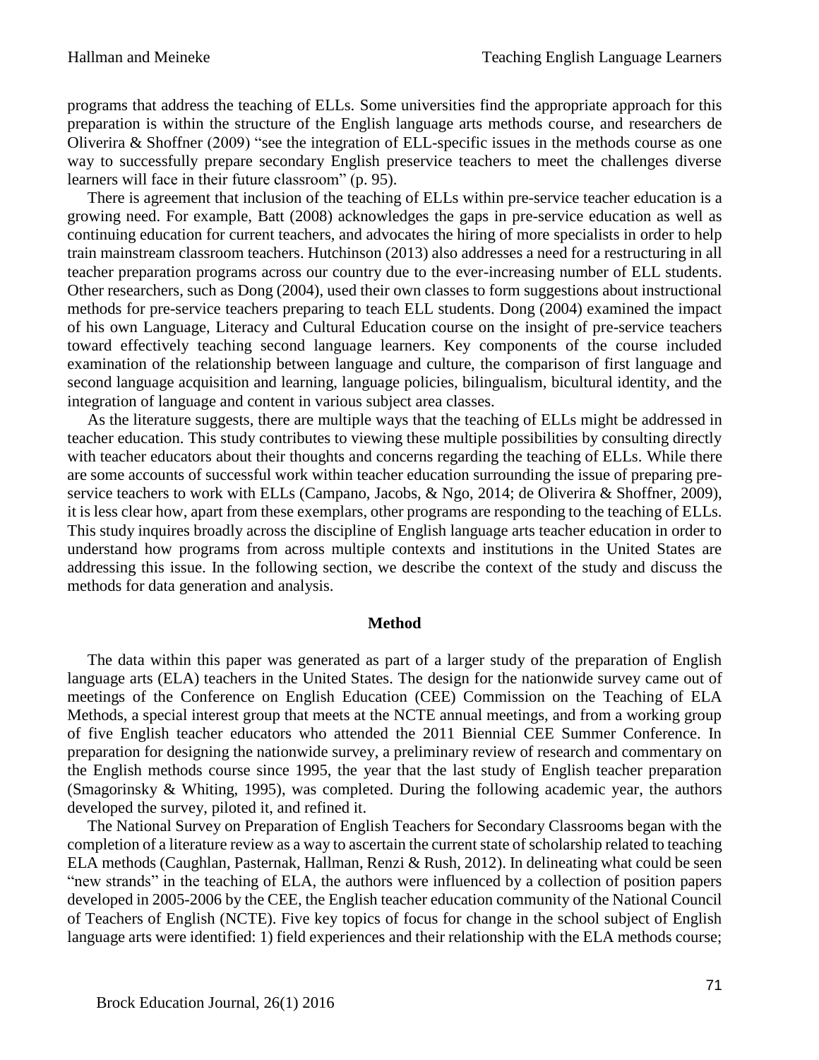programs that address the teaching of ELLs. Some universities find the appropriate approach for this preparation is within the structure of the English language arts methods course, and researchers de Oliverira & Shoffner (2009) "see the integration of ELL-specific issues in the methods course as one way to successfully prepare secondary English preservice teachers to meet the challenges diverse learners will face in their future classroom" (p. 95).

There is agreement that inclusion of the teaching of ELLs within pre-service teacher education is a growing need. For example, Batt (2008) acknowledges the gaps in pre-service education as well as continuing education for current teachers, and advocates the hiring of more specialists in order to help train mainstream classroom teachers. Hutchinson (2013) also addresses a need for a restructuring in all teacher preparation programs across our country due to the ever-increasing number of ELL students. Other researchers, such as Dong (2004), used their own classes to form suggestions about instructional methods for pre-service teachers preparing to teach ELL students. Dong (2004) examined the impact of his own Language, Literacy and Cultural Education course on the insight of pre-service teachers toward effectively teaching second language learners. Key components of the course included examination of the relationship between language and culture, the comparison of first language and second language acquisition and learning, language policies, bilingualism, bicultural identity, and the integration of language and content in various subject area classes.

As the literature suggests, there are multiple ways that the teaching of ELLs might be addressed in teacher education. This study contributes to viewing these multiple possibilities by consulting directly with teacher educators about their thoughts and concerns regarding the teaching of ELLs. While there are some accounts of successful work within teacher education surrounding the issue of preparing pre-service teachers to work with ELLs (Campano, Jacobs, & Ngo, 2014; de Oliverira & Shoffner, 2009), it is less clear how, apart from these exemplars, other programs are responding to the teaching of ELLs. This study inquires broadly across the discipline of English language arts teacher education in order to understand how programs from across multiple contexts and institutions in the United States are addressing this issue. In the following section, we describe the context of the study and discuss the methods for data generation and analysis.

## Method

The data within this paper was generated as part of a larger study of the preparation of English language arts (ELA) teachers in the United States. The design for the nationwide survey came out of meetings of the Conference on English Education (CEE) Commission on the Teaching of ELA Methods, a special interest group that meets at the NCTE annual meetings, and from a working group of five English teacher educators who attended the 2011 Biennial CEE Summer Conference. In preparation for designing the nationwide survey, a preliminary review of research and commentary on the English methods course since 1995, the year that the last study of English teacher preparation (Smagorinsky & Whiting, 1995), was completed. During the following academic year, the authors developed the survey, piloted it, and refined it.

The National Survey on Preparation of English Teachers for Secondary Classrooms began with the completion of a literature review as a way to ascertain the current state of scholarship related to teaching ELA methods (Caughlan, Pasternak, Hallman, Renzi & Rush, 2012). In delineating what could be seen "new strands" in the teaching of ELA, the authors were influenced by a collection of position papers developed in 2005-2006 by the CEE, the English teacher education community of the National Council of Teachers of English (NCTE). Five key topics of focus for change in the school subject of English language arts were identified: 1) field experiences and their relationship with the ELA methods course;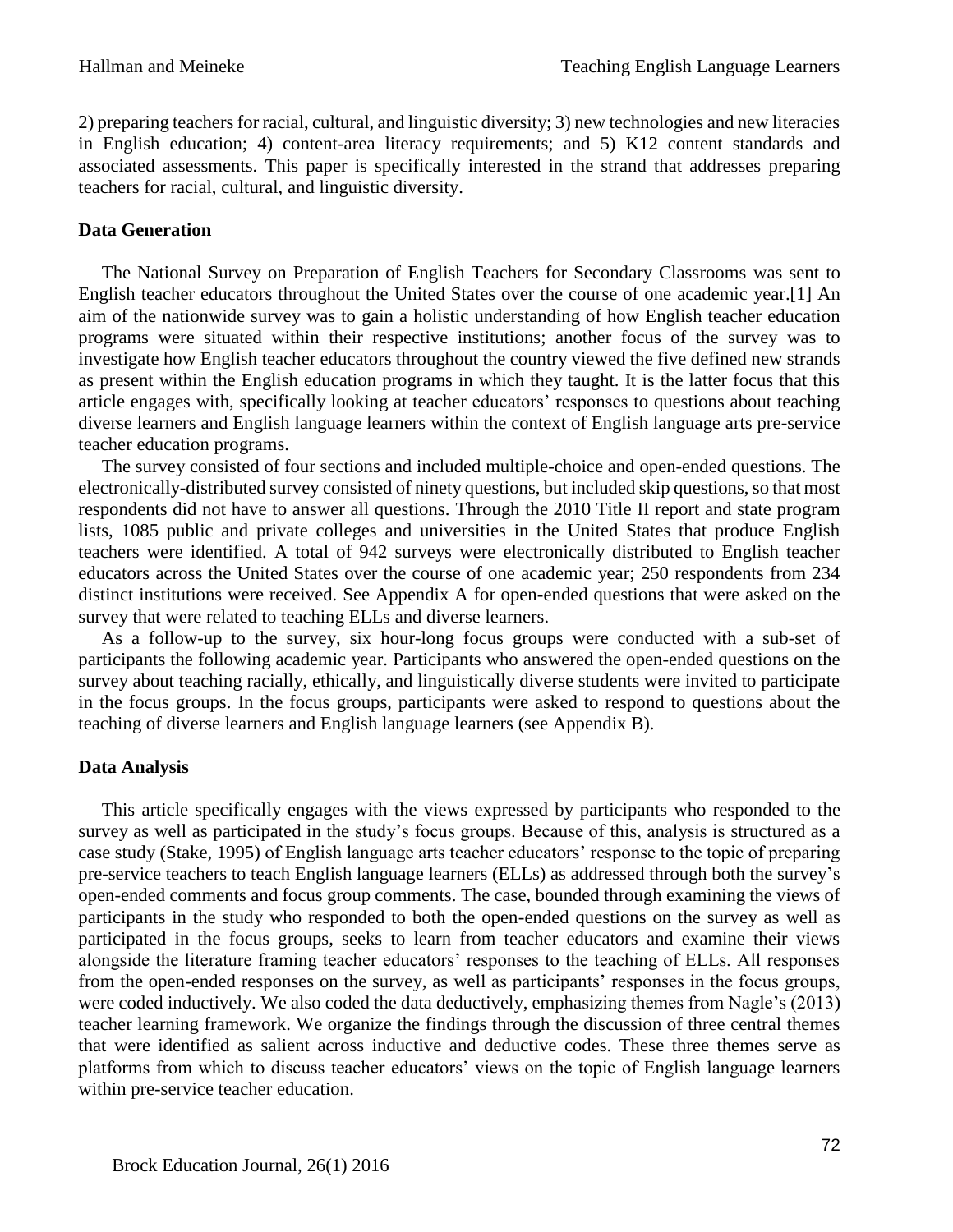2) preparing teachers for racial, cultural, and linguistic diversity; 3) new technologies and new literacies in English education; 4) content-area literacy requirements; and 5) K12 content standards and associated assessments. This paper is specifically interested in the strand that addresses preparing teachers for racial, cultural, and linguistic diversity.

### Data Generation

The National Survey on Preparation of English Teachers for Secondary Classrooms was sent to English teacher educators throughout the United States over the course of one academic year.[1] An aim of the nationwide survey was to gain a holistic understanding of how English teacher education programs were situated within their respective institutions; another focus of the survey was to investigate how English teacher educators throughout the country viewed the five defined new strands as present within the English education programs in which they taught. It is the latter focus that this article engages with, specifically looking at teacher educators' responses to questions about teaching diverse learners and English language learners within the context of English language arts pre-service teacher education programs.

The survey consisted of four sections and included multiple-choice and open-ended questions. The electronically-distributed survey consisted of ninety questions, but included skip questions, so that most respondents did not have to answer all questions. Through the 2010 Title II report and state program lists, 1085 public and private colleges and universities in the United States that produce English teachers were identified. A total of 942 surveys were electronically distributed to English teacher educators across the United States over the course of one academic year; 250 respondents from 234 distinct institutions were received. See Appendix A for open-ended questions that were asked on the survey that were related to teaching ELLs and diverse learners.

As a follow-up to the survey, six hour-long focus groups were conducted with a sub-set of participants the following academic year. Participants who answered the open-ended questions on the survey about teaching racially, ethically, and linguistically diverse students were invited to participate in the focus groups. In the focus groups, participants were asked to respond to questions about the teaching of diverse learners and English language learners (see Appendix B).

### Data Analysis

This article specifically engages with the views expressed by participants who responded to the survey as well as participated in the study's focus groups. Because of this, analysis is structured as a case study (Stake, 1995) of English language arts teacher educators' response to the topic of preparing pre-service teachers to teach English language learners (ELLs) as addressed through both the survey's open-ended comments and focus group comments. The case, bounded through examining the views of participants in the study who responded to both the open-ended questions on the survey as well as participated in the focus groups, seeks to learn from teacher educators and examine their views alongside the literature framing teacher educators' responses to the teaching of ELLs. All responses from the open-ended responses on the survey, as well as participants' responses in the focus groups, were coded inductively. We also coded the data deductively, emphasizing themes from Nagle's (2013) teacher learning framework. We organize the findings through the discussion of three central themes that were identified as salient across inductive and deductive codes. These three themes serve as platforms from which to discuss teacher educators' views on the topic of English language learners within pre-service teacher education.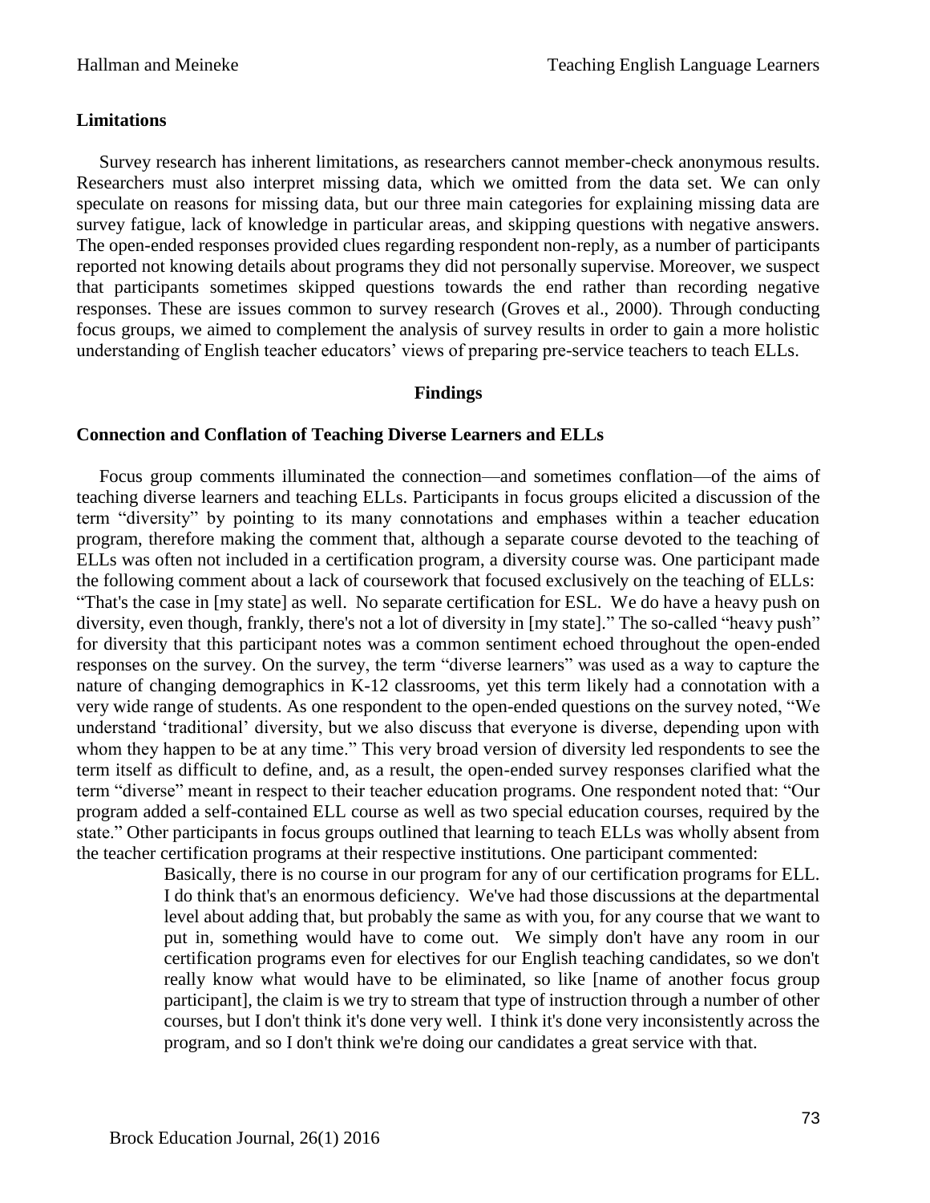## Limitations

Survey research has inherent limitations, as researchers cannot member-check anonymous results. Researchers must also interpret missing data, which we omitted from the data set. We can only speculate on reasons for missing data, but our three main categories for explaining missing data are survey fatigue, lack of knowledge in particular areas, and skipping questions with negative answers. The open-ended responses provided clues regarding respondent non-reply, as a number of participants reported not knowing details about programs they did not personally supervise. Moreover, we suspect that participants sometimes skipped questions towards the end rather than recording negative responses. These are issues common to survey research (Groves et al., 2000). Through conducting focus groups, we aimed to complement the analysis of survey results in order to gain a more holistic understanding of English teacher educators' views of preparing pre-service teachers to teach ELLs.

## Findings

### Connection and Conflation of Teaching Diverse Learners and ELLs

Focus group comments illuminated the connection—and sometimes conflation—of the aims of teaching diverse learners and teaching ELLs. Participants in focus groups elicited a discussion of the term "diversity" by pointing to its many connotations and emphases within a teacher education program, therefore making the comment that, although a separate course devoted to the teaching of ELLs was often not included in a certification program, a diversity course was. One participant made the following comment about a lack of coursework that focused exclusively on the teaching of ELLs: "That's the case in [my state] as well. No separate certification for ESL. We do have a heavy push on diversity, even though, frankly, there's not a lot of diversity in [my state]." The so-called "heavy push" for diversity that this participant notes was a common sentiment echoed throughout the open-ended responses on the survey. On the survey, the term "diverse learners" was used as a way to capture the nature of changing demographics in K-12 classrooms, yet this term likely had a connotation with a very wide range of students. As one respondent to the open-ended questions on the survey noted, "We understand 'traditional' diversity, but we also discuss that everyone is diverse, depending upon with whom they happen to be at any time." This very broad version of diversity led respondents to see the term itself as difficult to define, and, as a result, the open-ended survey responses clarified what the term "diverse" meant in respect to their teacher education programs. One respondent noted that: "Our program added a self-contained ELL course as well as two special education courses, required by the state." Other participants in focus groups outlined that learning to teach ELLs was wholly absent from the teacher certification programs at their respective institutions. One participant commented:

> Basically, there is no course in our program for any of our certification programs for ELL. I do think that's an enormous deficiency. We've had those discussions at the departmental level about adding that, but probably the same as with you, for any course that we want to put in, something would have to come out. We simply don't have any room in our certification programs even for electives for our English teaching candidates, so we don't really know what would have to be eliminated, so like [name of another focus group participant], the claim is we try to stream that type of instruction through a number of other courses, but I don't think it's done very well. I think it's done very inconsistently across the program, and so I don't think we're doing our candidates a great service with that.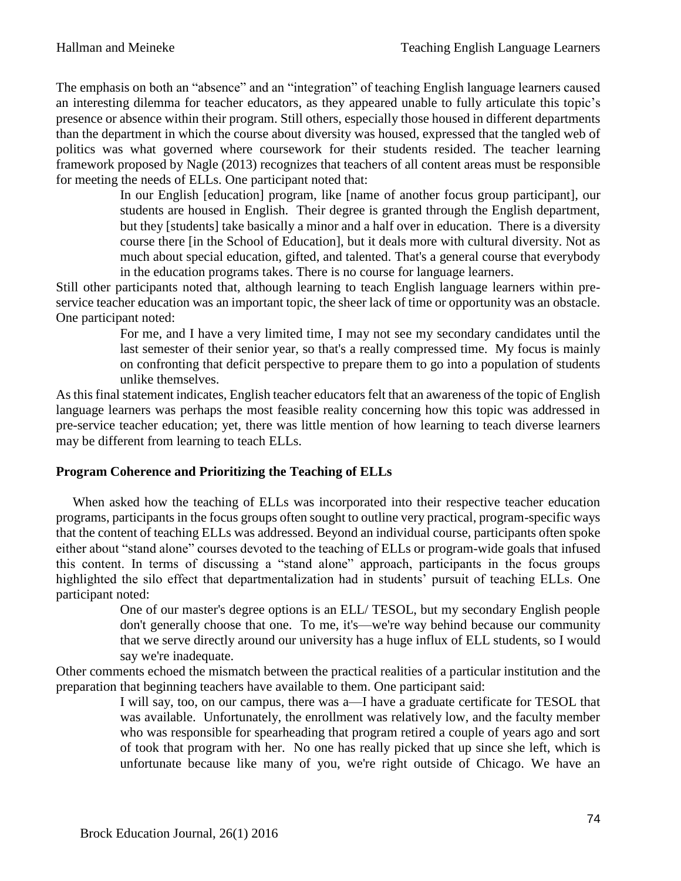The emphasis on both an "absence" and an "integration" of teaching English language learners caused an interesting dilemma for teacher educators, as they appeared unable to fully articulate this topic's presence or absence within their program. Still others, especially those housed in different departments than the department in which the course about diversity was housed, expressed that the tangled web of politics was what governed where coursework for their students resided. The teacher learning framework proposed by Nagle (2013) recognizes that teachers of all content areas must be responsible for meeting the needs of ELLs. One participant noted that:

> In our English [education] program, like [name of another focus group participant], our students are housed in English. Their degree is granted through the English department, but they [students] take basically a minor and a half over in education. There is a diversity course there [in the School of Education], but it deals more with cultural diversity. Not as much about special education, gifted, and talented. That's a general course that everybody in the education programs takes. There is no course for language learners.

Still other participants noted that, although learning to teach English language learners within pre-service teacher education was an important topic, the sheer lack of time or opportunity was an obstacle. One participant noted:

> For me, and I have a very limited time, I may not see my secondary candidates until the last semester of their senior year, so that's a really compressed time. My focus is mainly on confronting that deficit perspective to prepare them to go into a population of students unlike themselves.

As this final statement indicates, English teacher educators felt that an awareness of the topic of English language learners was perhaps the most feasible reality concerning how this topic was addressed in pre-service teacher education; yet, there was little mention of how learning to teach diverse learners may be different from learning to teach ELLs.

### Program Coherence and Prioritizing the Teaching of ELLs

When asked how the teaching of ELLs was incorporated into their respective teacher education programs, participants in the focus groups often sought to outline very practical, program-specific ways that the content of teaching ELLs was addressed. Beyond an individual course, participants often spoke either about "stand alone" courses devoted to the teaching of ELLs or program-wide goals that infused this content. In terms of discussing a "stand alone" approach, participants in the focus groups highlighted the silo effect that departmentalization had in students' pursuit of teaching ELLs. One participant noted:

> One of our master's degree options is an ELL/ TESOL, but my secondary English people don't generally choose that one. To me, it's—we're way behind because our community that we serve directly around our university has a huge influx of ELL students, so I would say we're inadequate.

Other comments echoed the mismatch between the practical realities of a particular institution and the preparation that beginning teachers have available to them. One participant said:

> I will say, too, on our campus, there was a—I have a graduate certificate for TESOL that was available. Unfortunately, the enrollment was relatively low, and the faculty member who was responsible for spearheading that program retired a couple of years ago and sort of took that program with her. No one has really picked that up since she left, which is unfortunate because like many of you, we're right outside of Chicago. We have an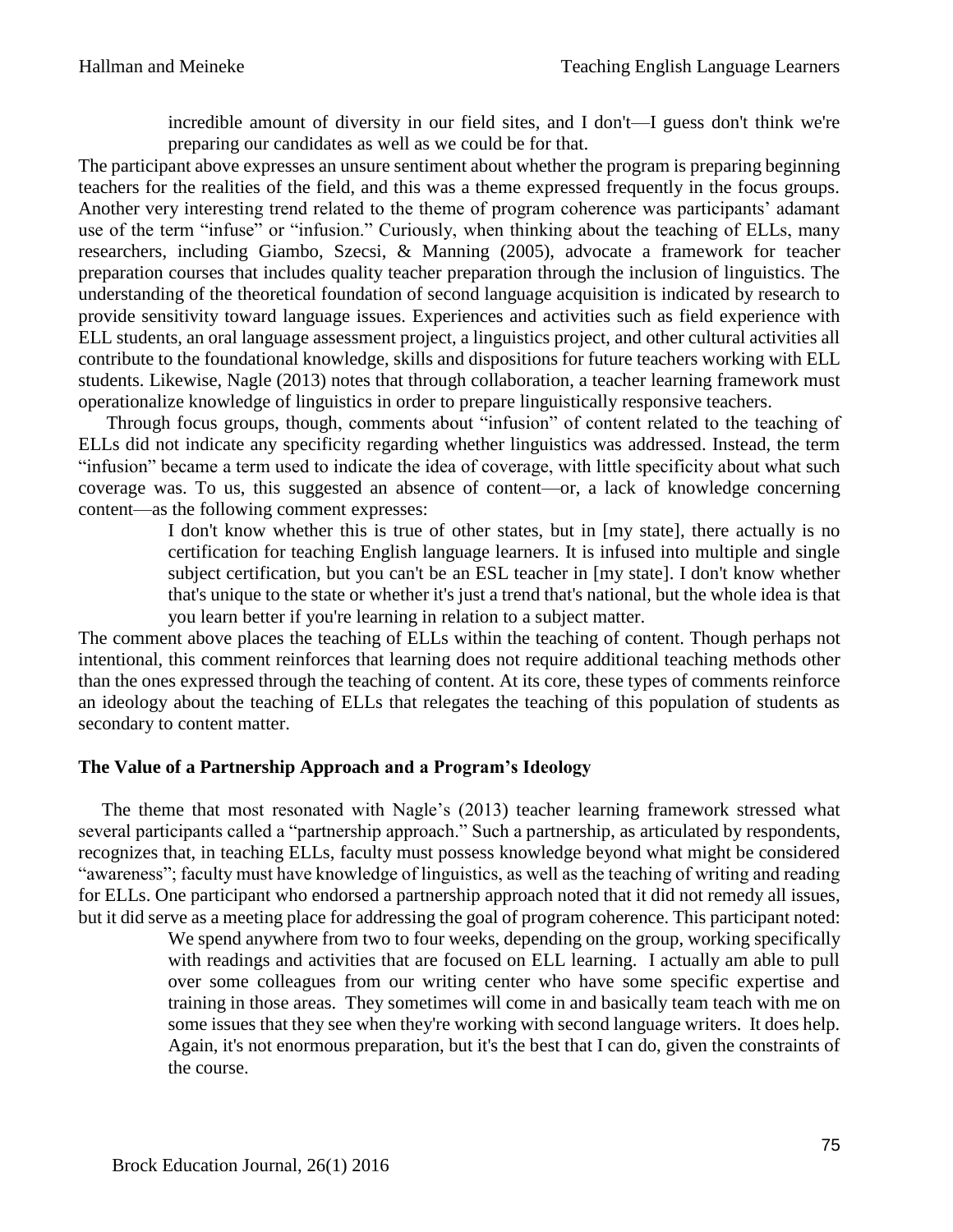> incredible amount of diversity in our field sites, and I don't—I guess don't think we're preparing our candidates as well as we could be for that.

The participant above expresses an unsure sentiment about whether the program is preparing beginning teachers for the realities of the field, and this was a theme expressed frequently in the focus groups. Another very interesting trend related to the theme of program coherence was participants' adamant use of the term "infuse" or "infusion." Curiously, when thinking about the teaching of ELLs, many researchers, including Giambo, Szecsi, & Manning (2005), advocate a framework for teacher preparation courses that includes quality teacher preparation through the inclusion of linguistics. The understanding of the theoretical foundation of second language acquisition is indicated by research to provide sensitivity toward language issues. Experiences and activities such as field experience with ELL students, an oral language assessment project, a linguistics project, and other cultural activities all contribute to the foundational knowledge, skills and dispositions for future teachers working with ELL students. Likewise, Nagle (2013) notes that through collaboration, a teacher learning framework must operationalize knowledge of linguistics in order to prepare linguistically responsive teachers.

Through focus groups, though, comments about "infusion" of content related to the teaching of ELLs did not indicate any specificity regarding whether linguistics was addressed. Instead, the term "infusion" became a term used to indicate the idea of coverage, with little specificity about what such coverage was. To us, this suggested an absence of content—or, a lack of knowledge concerning content—as the following comment expresses:

> I don't know whether this is true of other states, but in [my state], there actually is no certification for teaching English language learners. It is infused into multiple and single subject certification, but you can't be an ESL teacher in [my state]. I don't know whether that's unique to the state or whether it's just a trend that's national, but the whole idea is that you learn better if you're learning in relation to a subject matter.

The comment above places the teaching of ELLs within the teaching of content. Though perhaps not intentional, this comment reinforces that learning does not require additional teaching methods other than the ones expressed through the teaching of content. At its core, these types of comments reinforce an ideology about the teaching of ELLs that relegates the teaching of this population of students as secondary to content matter.

## The Value of a Partnership Approach and a Program's Ideology

The theme that most resonated with Nagle's (2013) teacher learning framework stressed what several participants called a "partnership approach." Such a partnership, as articulated by respondents, recognizes that, in teaching ELLs, faculty must possess knowledge beyond what might be considered "awareness"; faculty must have knowledge of linguistics, as well as the teaching of writing and reading for ELLs. One participant who endorsed a partnership approach noted that it did not remedy all issues, but it did serve as a meeting place for addressing the goal of program coherence. This participant noted:

> We spend anywhere from two to four weeks, depending on the group, working specifically with readings and activities that are focused on ELL learning. I actually am able to pull over some colleagues from our writing center who have some specific expertise and training in those areas. They sometimes will come in and basically team teach with me on some issues that they see when they're working with second language writers. It does help. Again, it's not enormous preparation, but it's the best that I can do, given the constraints of the course.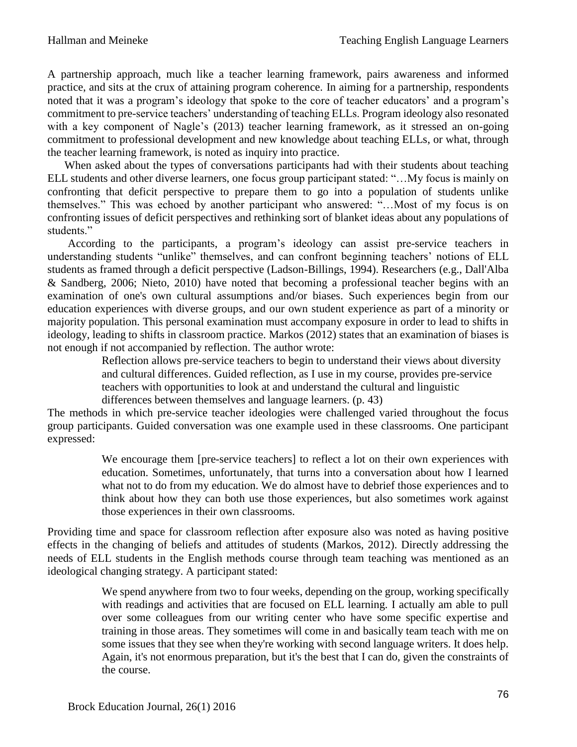A partnership approach, much like a teacher learning framework, pairs awareness and informed practice, and sits at the crux of attaining program coherence. In aiming for a partnership, respondents noted that it was a program's ideology that spoke to the core of teacher educators' and a program's commitment to pre-service teachers' understanding of teaching ELLs. Program ideology also resonated with a key component of Nagle's (2013) teacher learning framework, as it stressed an on-going commitment to professional development and new knowledge about teaching ELLs, or what, through the teacher learning framework, is noted as inquiry into practice.

When asked about the types of conversations participants had with their students about teaching ELL students and other diverse learners, one focus group participant stated: "…My focus is mainly on confronting that deficit perspective to prepare them to go into a population of students unlike themselves." This was echoed by another participant who answered: "…Most of my focus is on confronting issues of deficit perspectives and rethinking sort of blanket ideas about any populations of students."

According to the participants, a program's ideology can assist pre-service teachers in understanding students "unlike" themselves, and can confront beginning teachers' notions of ELL students as framed through a deficit perspective (Ladson-Billings, 1994). Researchers (e.g., Dall'Alba & Sandberg, 2006; Nieto, 2010) have noted that becoming a professional teacher begins with an examination of one's own cultural assumptions and/or biases. Such experiences begin from our education experiences with diverse groups, and our own student experience as part of a minority or majority population. This personal examination must accompany exposure in order to lead to shifts in ideology, leading to shifts in classroom practice. Markos (2012) states that an examination of biases is not enough if not accompanied by reflection. The author wrote:

> Reflection allows pre-service teachers to begin to understand their views about diversity and cultural differences. Guided reflection, as I use in my course, provides pre-service teachers with opportunities to look at and understand the cultural and linguistic differences between themselves and language learners. (p. 43)

The methods in which pre-service teacher ideologies were challenged varied throughout the focus group participants. Guided conversation was one example used in these classrooms. One participant expressed:

> We encourage them [pre-service teachers] to reflect a lot on their own experiences with education. Sometimes, unfortunately, that turns into a conversation about how I learned what not to do from my education. We do almost have to debrief those experiences and to think about how they can both use those experiences, but also sometimes work against those experiences in their own classrooms.

Providing time and space for classroom reflection after exposure also was noted as having positive effects in the changing of beliefs and attitudes of students (Markos, 2012). Directly addressing the needs of ELL students in the English methods course through team teaching was mentioned as an ideological changing strategy. A participant stated:

> We spend anywhere from two to four weeks, depending on the group, working specifically with readings and activities that are focused on ELL learning. I actually am able to pull over some colleagues from our writing center who have some specific expertise and training in those areas. They sometimes will come in and basically team teach with me on some issues that they see when they're working with second language writers. It does help. Again, it's not enormous preparation, but it's the best that I can do, given the constraints of the course.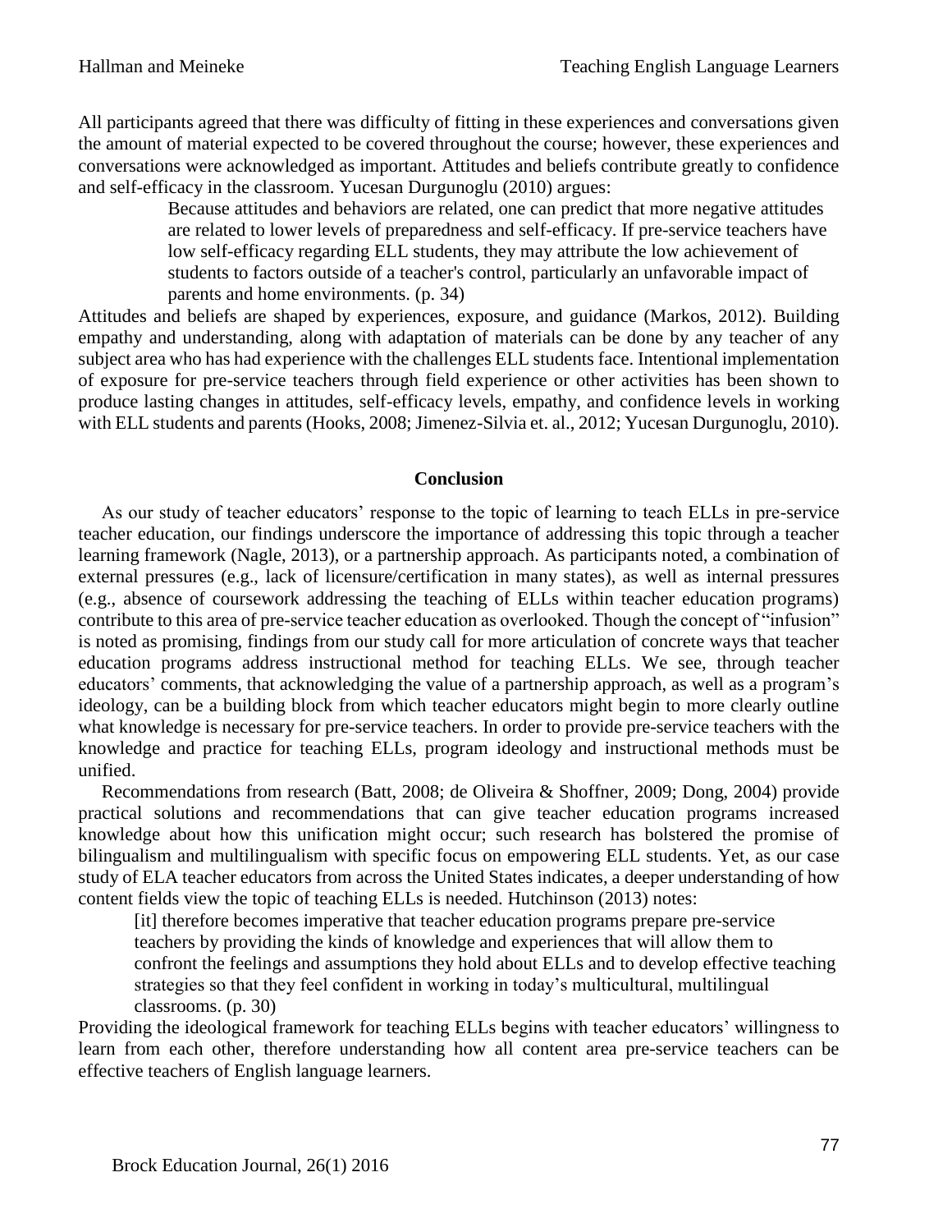All participants agreed that there was difficulty of fitting in these experiences and conversations given the amount of material expected to be covered throughout the course; however, these experiences and conversations were acknowledged as important. Attitudes and beliefs contribute greatly to confidence and self-efficacy in the classroom. Yucesan Durgunoglu (2010) argues:

> Because attitudes and behaviors are related, one can predict that more negative attitudes are related to lower levels of preparedness and self-efficacy. If pre-service teachers have low self-efficacy regarding ELL students, they may attribute the low achievement of students to factors outside of a teacher's control, particularly an unfavorable impact of parents and home environments. (p. 34)

Attitudes and beliefs are shaped by experiences, exposure, and guidance (Markos, 2012). Building empathy and understanding, along with adaptation of materials can be done by any teacher of any subject area who has had experience with the challenges ELL students face. Intentional implementation of exposure for pre-service teachers through field experience or other activities has been shown to produce lasting changes in attitudes, self-efficacy levels, empathy, and confidence levels in working with ELL students and parents (Hooks, 2008; Jimenez-Silvia et. al., 2012; Yucesan Durgunoglu, 2010).

## Conclusion

As our study of teacher educators' response to the topic of learning to teach ELLs in pre-service teacher education, our findings underscore the importance of addressing this topic through a teacher learning framework (Nagle, 2013), or a partnership approach. As participants noted, a combination of external pressures (e.g., lack of licensure/certification in many states), as well as internal pressures (e.g., absence of coursework addressing the teaching of ELLs within teacher education programs) contribute to this area of pre-service teacher education as overlooked. Though the concept of "infusion" is noted as promising, findings from our study call for more articulation of concrete ways that teacher education programs address instructional method for teaching ELLs. We see, through teacher educators' comments, that acknowledging the value of a partnership approach, as well as a program's ideology, can be a building block from which teacher educators might begin to more clearly outline what knowledge is necessary for pre-service teachers. In order to provide pre-service teachers with the knowledge and practice for teaching ELLs, program ideology and instructional methods must be unified.

Recommendations from research (Batt, 2008; de Oliveira & Shoffner, 2009; Dong, 2004) provide practical solutions and recommendations that can give teacher education programs increased knowledge about how this unification might occur; such research has bolstered the promise of bilingualism and multilingualism with specific focus on empowering ELL students. Yet, as our case study of ELA teacher educators from across the United States indicates, a deeper understanding of how content fields view the topic of teaching ELLs is needed. Hutchinson (2013) notes:

> [it] therefore becomes imperative that teacher education programs prepare pre-service teachers by providing the kinds of knowledge and experiences that will allow them to confront the feelings and assumptions they hold about ELLs and to develop effective teaching strategies so that they feel confident in working in today's multicultural, multilingual classrooms. (p. 30)

Providing the ideological framework for teaching ELLs begins with teacher educators' willingness to learn from each other, therefore understanding how all content area pre-service teachers can be effective teachers of English language learners.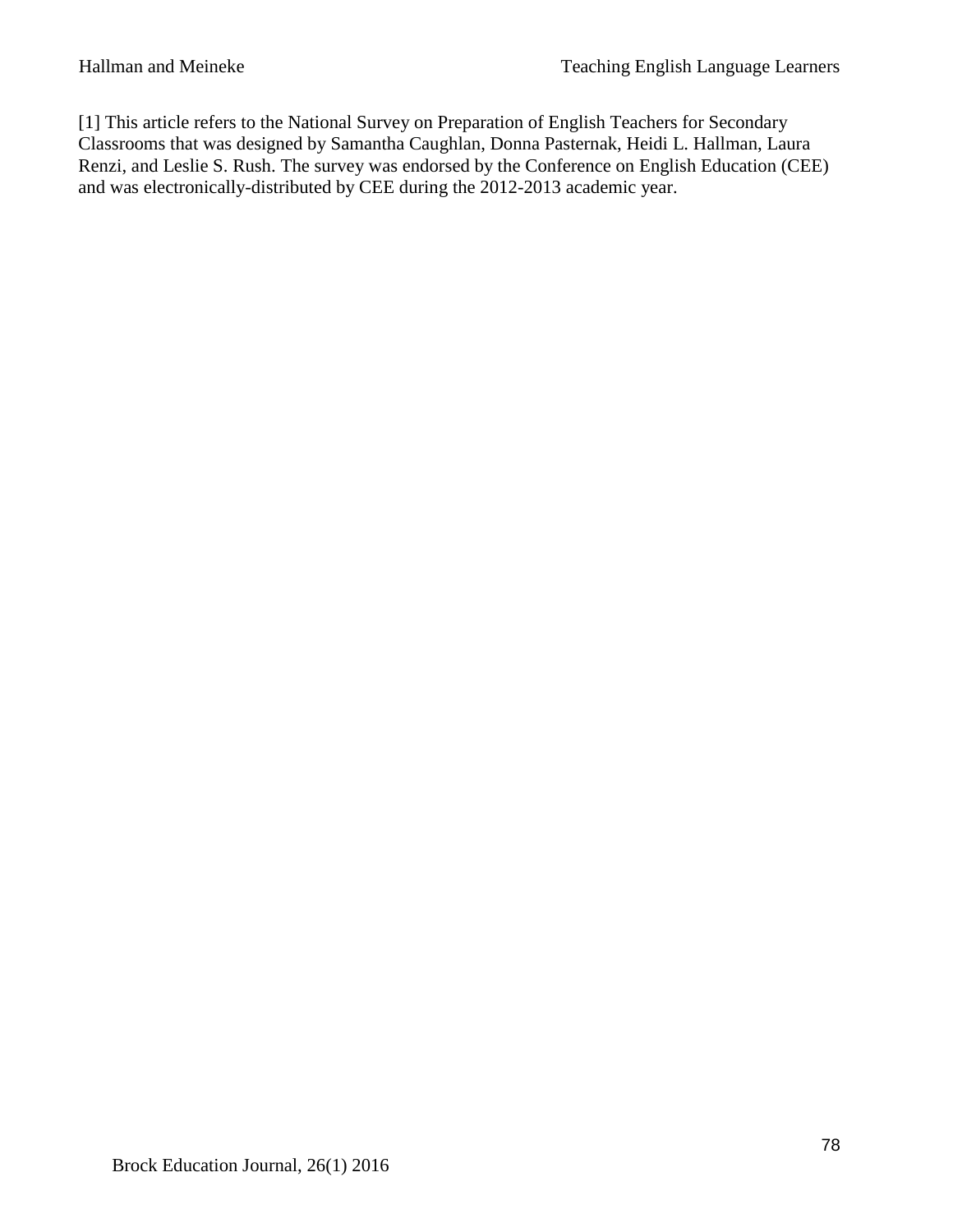[1] This article refers to the National Survey on Preparation of English Teachers for Secondary Classrooms that was designed by Samantha Caughlan, Donna Pasternak, Heidi L. Hallman, Laura Renzi, and Leslie S. Rush. The survey was endorsed by the Conference on English Education (CEE) and was electronically-distributed by CEE during the 2012-2013 academic year.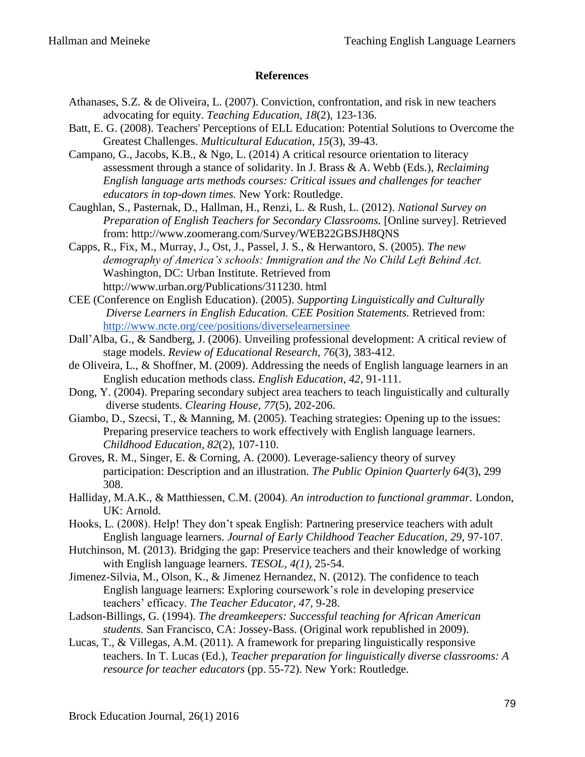## References

Athanases, S.Z. & de Oliveira, L. (2007). Conviction, confrontation, and risk in new teachers advocating for equity. *Teaching Education, 18*(2), 123-136.

Batt, E. G. (2008). Teachers' Perceptions of ELL Education: Potential Solutions to Overcome the Greatest Challenges. *Multicultural Education*, *15*(3), 39-43.

Campano, G., Jacobs, K.B., & Ngo, L. (2014) A critical resource orientation to literacy assessment through a stance of solidarity. In J. Brass & A. Webb (Eds.), *Reclaiming English language arts methods courses: Critical issues and challenges for teacher educators in top-down times.* New York: Routledge.

Caughlan, S., Pasternak, D., Hallman, H., Renzi, L. & Rush, L. (2012). *National Survey on Preparation of English Teachers for Secondary Classrooms.* [Online survey]. Retrieved from: http://www.zoomerang.com/Survey/WEB22GBSJH8QNS

Capps, R., Fix, M., Murray, J., Ost, J., Passel, J. S., & Herwantoro, S. (2005). *The new demography of America's schools: Immigration and the No Child Left Behind Act.* Washington, DC: Urban Institute. Retrieved from http://www.urban.org/Publications/311230. html

CEE (Conference on English Education). (2005). *Supporting Linguistically and Culturally Diverse Learners in English Education. CEE Position Statements.* Retrieved from: http://www.ncte.org/cee/positions/diverselearnersinee

Dall'Alba, G., & Sandberg, J. (2006). Unveiling professional development: A critical review of stage models. *Review of Educational Research, 76*(3), 383-412.

de Oliveira, L., & Shoffner, M. (2009). Addressing the needs of English language learners in an English education methods class. *English Education, 42,* 91-111.

Dong, Y. (2004). Preparing secondary subject area teachers to teach linguistically and culturally diverse students. *Clearing House*, *77*(5), 202-206.

Giambo, D., Szecsi, T., & Manning, M. (2005). Teaching strategies: Opening up to the issues: Preparing preservice teachers to work effectively with English language learners. *Childhood Education*, *82*(2), 107-110.

Groves, R. M., Singer, E. & Corning, A. (2000). Leverage-saliency theory of survey participation: Description and an illustration. *The Public Opinion Quarterly 64*(3), 299 308.

Halliday, M.A.K., & Matthiessen, C.M. (2004). *An introduction to functional grammar.* London, UK: Arnold.

Hooks, L. (2008). Help! They don't speak English: Partnering preservice teachers with adult English language learners. *Journal of Early Childhood Teacher Education, 29,* 97-107.

Hutchinson, M. (2013). Bridging the gap: Preservice teachers and their knowledge of working with English language learners. *TESOL, 4(1),* 25-54.

Jimenez-Silvia, M., Olson, K., & Jimenez Hernandez, N. (2012). The confidence to teach English language learners: Exploring coursework's role in developing preservice teachers' efficacy. *The Teacher Educator, 47,* 9-28.

Ladson-Billings, G. (1994). *The dreamkeepers: Successful teaching for African American students.* San Francisco, CA: Jossey-Bass. (Original work republished in 2009).

Lucas, T., & Villegas, A.M. (2011). A framework for preparing linguistically responsive teachers. In T. Lucas (Ed.), *Teacher preparation for linguistically diverse classrooms: A resource for teacher educators* (pp. 55-72). New York: Routledge.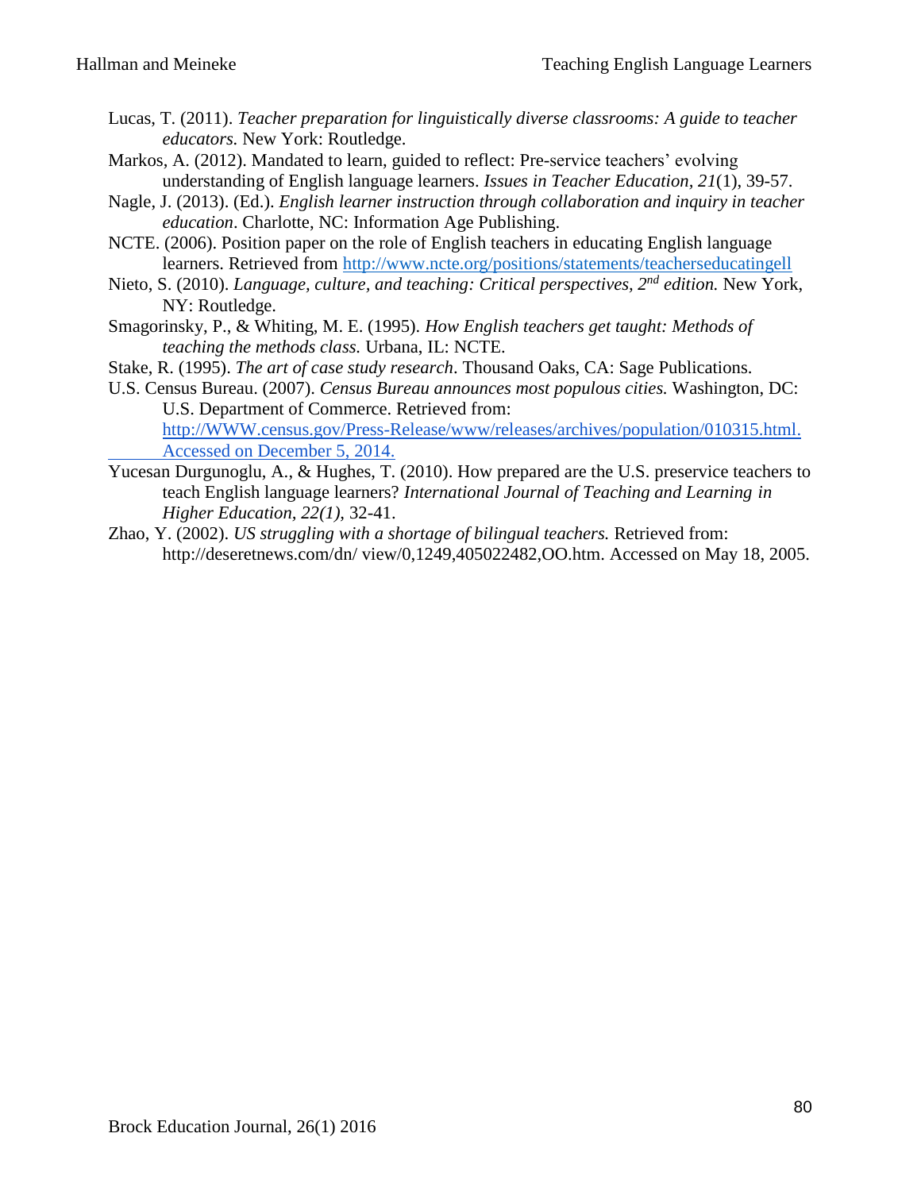Lucas, T. (2011). *Teacher preparation for linguistically diverse classrooms: A guide to teacher educators.* New York: Routledge.

Markos, A. (2012). Mandated to learn, guided to reflect: Pre-service teachers' evolving understanding of English language learners. *Issues in Teacher Education*, *21*(1), 39-57.

Nagle, J. (2013). (Ed.). *English learner instruction through collaboration and inquiry in teacher education*. Charlotte, NC: Information Age Publishing.

NCTE. (2006). Position paper on the role of English teachers in educating English language learners. Retrieved from http://www.ncte.org/positions/statements/teacherseducatingell

Nieto, S. (2010). *Language, culture, and teaching: Critical perspectives, 2nd edition.* New York, NY: Routledge.

Smagorinsky, P., & Whiting, M. E. (1995). *How English teachers get taught: Methods of teaching the methods class.* Urbana, IL: NCTE.

Stake, R. (1995). *The art of case study research*. Thousand Oaks, CA: Sage Publications.

U.S. Census Bureau. (2007). *Census Bureau announces most populous cities.* Washington, DC: U.S. Department of Commerce. Retrieved from: http://WWW.census.gov/Press-Release/www/releases/archives/population/010315.html. Accessed on December 5, 2014.

Yucesan Durgunoglu, A., & Hughes, T. (2010). How prepared are the U.S. preservice teachers to teach English language learners? *International Journal of Teaching and Learning in Higher Education*, *22(1)*, 32-41.

Zhao, Y. (2002). *US struggling with a shortage of bilingual teachers.* Retrieved from: http://deseretnews.com/dn/ view/0,1249,405022482,OO.htm. Accessed on May 18, 2005.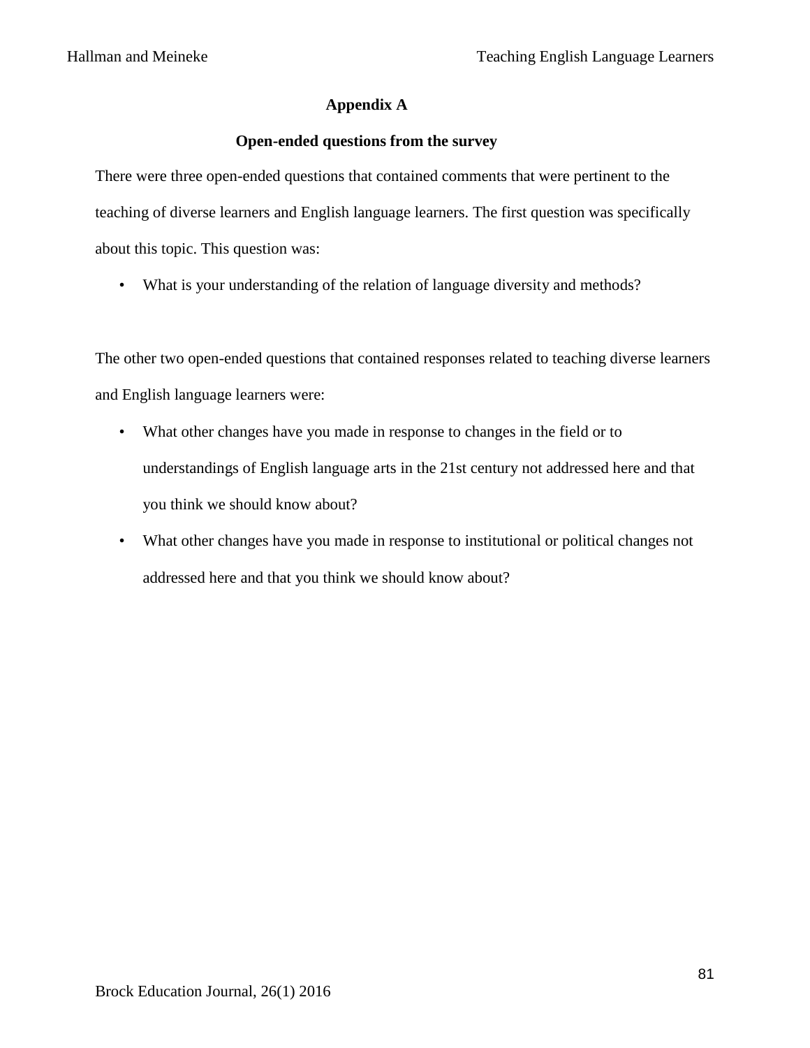## Appendix A

### Open-ended questions from the survey

There were three open-ended questions that contained comments that were pertinent to the teaching of diverse learners and English language learners. The first question was specifically about this topic. This question was:

- What is your understanding of the relation of language diversity and methods?

The other two open-ended questions that contained responses related to teaching diverse learners and English language learners were:

- What other changes have you made in response to changes in the field or to understandings of English language arts in the 21st century not addressed here and that you think we should know about?
- What other changes have you made in response to institutional or political changes not addressed here and that you think we should know about?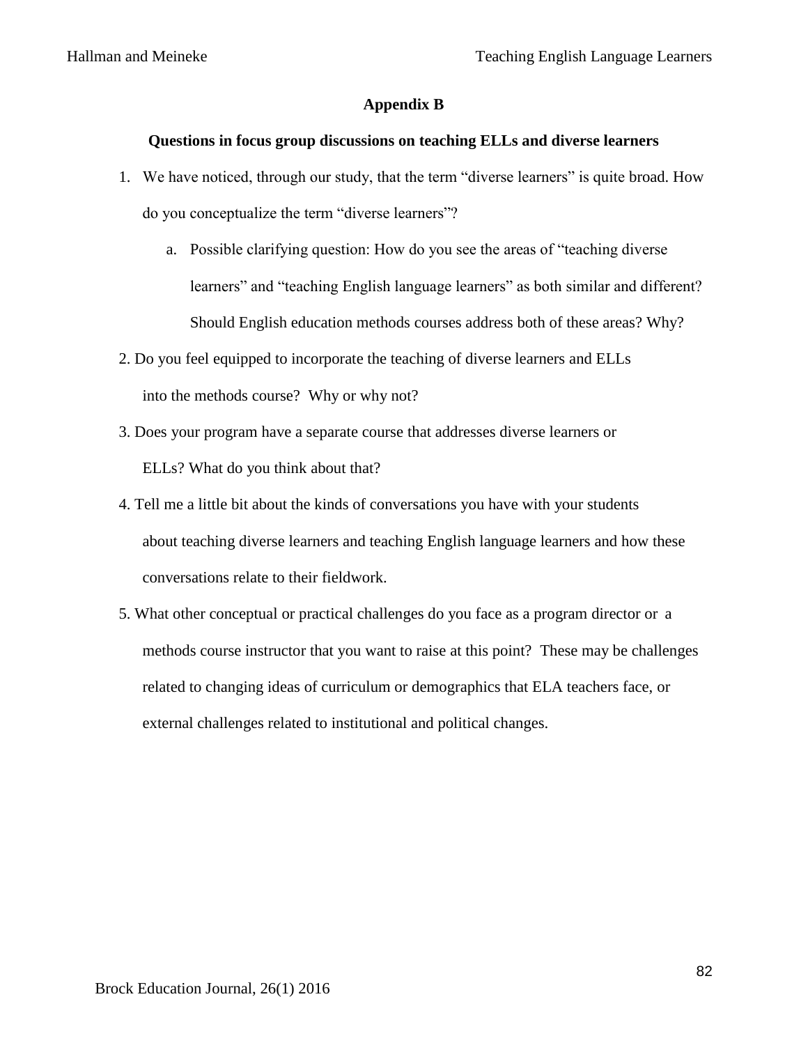## Appendix B

### Questions in focus group discussions on teaching ELLs and diverse learners

1. We have noticed, through our study, that the term "diverse learners" is quite broad. How do you conceptualize the term "diverse learners"?
   a. Possible clarifying question: How do you see the areas of "teaching diverse learners" and "teaching English language learners" as both similar and different? Should English education methods courses address both of these areas? Why?
2. Do you feel equipped to incorporate the teaching of diverse learners and ELLs into the methods course? Why or why not?
3. Does your program have a separate course that addresses diverse learners or ELLs? What do you think about that?
4. Tell me a little bit about the kinds of conversations you have with your students about teaching diverse learners and teaching English language learners and how these conversations relate to their fieldwork.
5. What other conceptual or practical challenges do you face as a program director or a methods course instructor that you want to raise at this point? These may be challenges related to changing ideas of curriculum or demographics that ELA teachers face, or external challenges related to institutional and political changes.